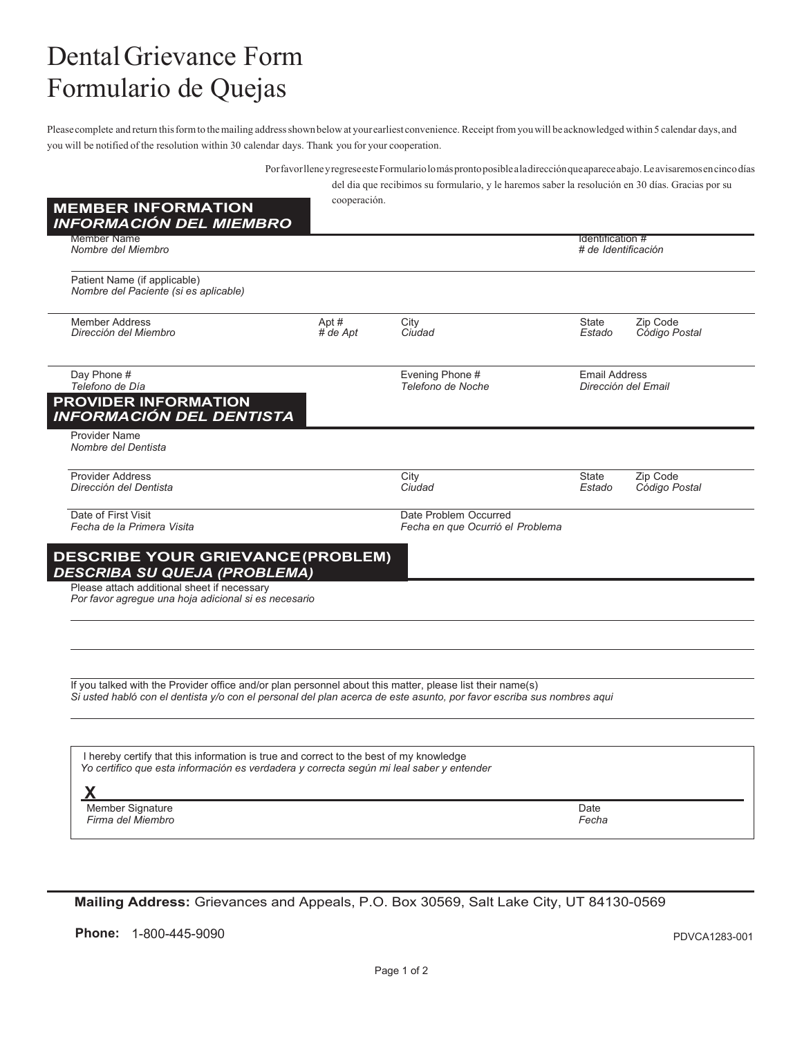# Dental Grievance Form
# Formulario de Quejas

Please complete and return this form to the mailing address shown below at your earliest convenience. Receipt from you will be acknowledged within 5 calendar days, and you will be notified of the resolution within 30 calendar days. Thank you for your cooperation.

Por favor llene y regrese este Formulario lo más pronto posible a la dirección que aparece abajo. Le avisaremos en cinco días del dia que recibimos su formulario, y le haremos saber la resolución en 30 días. Gracias por su cooperación.

## MEMBER INFORMATION
## *INFORMACIÓN DEL MIEMBRO*

Member Name
*Nombre del Miembro*

Identification #
*# de Identificación*

Patient Name (if applicable)
*Nombre del Paciente (si es aplicable)*

Member Address
*Dirección del Miembro*

Apt #
*# de Apt*

City
*Ciudad*

State
*Estado*

Zip Code
*Código Postal*

Day Phone #
*Telefono de Día*

Evening Phone #
*Telefono de Noche*

Email Address
*Dirección del Email*

## PROVIDER INFORMATION
## *INFORMACIÓN DEL DENTISTA*

Provider Name
*Nombre del Dentista*

Provider Address
*Dirección del Dentista*

City
*Ciudad*

State
*Estado*

Zip Code
*Código Postal*

Date of First Visit
*Fecha de la Primera Visita*

Date Problem Occurred
*Fecha en que Ocurrió el Problema*

## DESCRIBE YOUR GRIEVANCE (PROBLEM)
## *DESCRIBA SU QUEJA (PROBLEMA)*

Please attach additional sheet if necessary
*Por favor agregue una hoja adicional si es necesario*

If you talked with the Provider office and/or plan personnel about this matter, please list their name(s)
*Si usted habló con el dentista y/o con el personal del plan acerca de este asunto, por favor escriba sus nombres aqui*

I hereby certify that this information is true and correct to the best of my knowledge
*Yo certifico que esta información es verdadera y correcta según mi leal saber y entender*

**X**

Member Signature
*Firma del Miembro*

Date
*Fecha*

**Mailing Address:** Grievances and Appeals, P.O. Box 30569, Salt Lake City, UT 84130-0569

**Phone:** 1-800-445-9090

PDVCA1283-001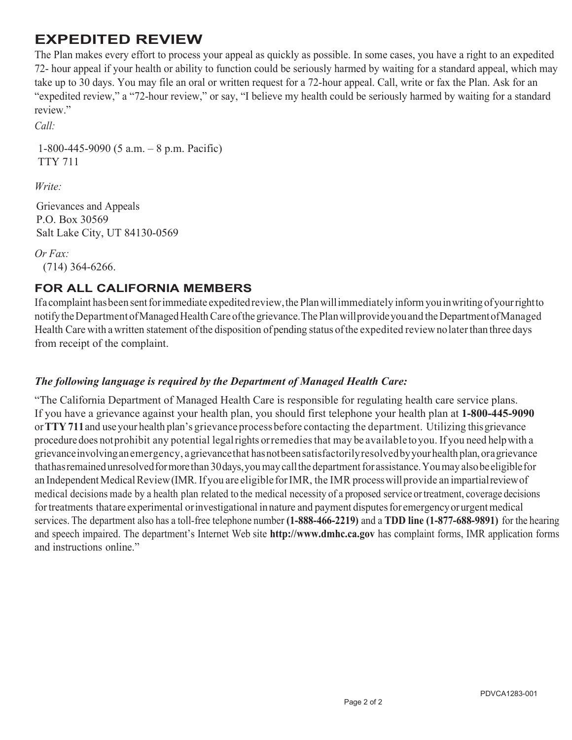## EXPEDITED REVIEW

The Plan makes every effort to process your appeal as quickly as possible. In some cases, you have a right to an expedited 72- hour appeal if your health or ability to function could be seriously harmed by waiting for a standard appeal, which may take up to 30 days. You may file an oral or written request for a 72-hour appeal. Call, write or fax the Plan. Ask for an "expedited review," a "72-hour review," or say, "I believe my health could be seriously harmed by waiting for a standard review."

*Call:*

1-800-445-9090 (5 a.m. – 8 p.m. Pacific)
TTY 711

*Write:*

Grievances and Appeals
P.O. Box 30569
Salt Lake City, UT 84130-0569

*Or Fax:*
(714) 364-6266.

### FOR ALL CALIFORNIA MEMBERS

If a complaint has been sent for immediate expedited review, the Plan will immediately inform you in writing of your right to notify the Department of Managed Health Care of the grievance. The Plan will provide you and the Department of Managed Health Care with a written statement of the disposition of pending status of the expedited review no later than three days from receipt of the complaint.

***The following language is required by the Department of Managed Health Care:***

"The California Department of Managed Health Care is responsible for regulating health care service plans. If you have a grievance against your health plan, you should first telephone your health plan at **1-800-445-9090** or **TTY 711** and use your health plan's grievance process before contacting the department. Utilizing this grievance procedure does not prohibit any potential legal rights or remedies that may be available to you. If you need help with a grievance involving an emergency, a grievance that has not been satisfactorily resolved by your health plan, or a grievance that has remained unresolved for more than 30 days, you may call the department for assistance. You may also be eligible for an Independent Medical Review (IMR. If you are eligible for IMR, the IMR process will provide an impartial review of medical decisions made by a health plan related to the medical necessity of a proposed service or treatment, coverage decisions for treatments that are experimental or investigational in nature and payment disputes for emergency or urgent medical services. The department also has a toll-free telephone number **(1-888-466-2219)** and a **TDD line (1-877-688-9891)** for the hearing and speech impaired. The department's Internet Web site **http://www.dmhc.ca.gov** has complaint forms, IMR application forms and instructions online."

PDVCA1283-001